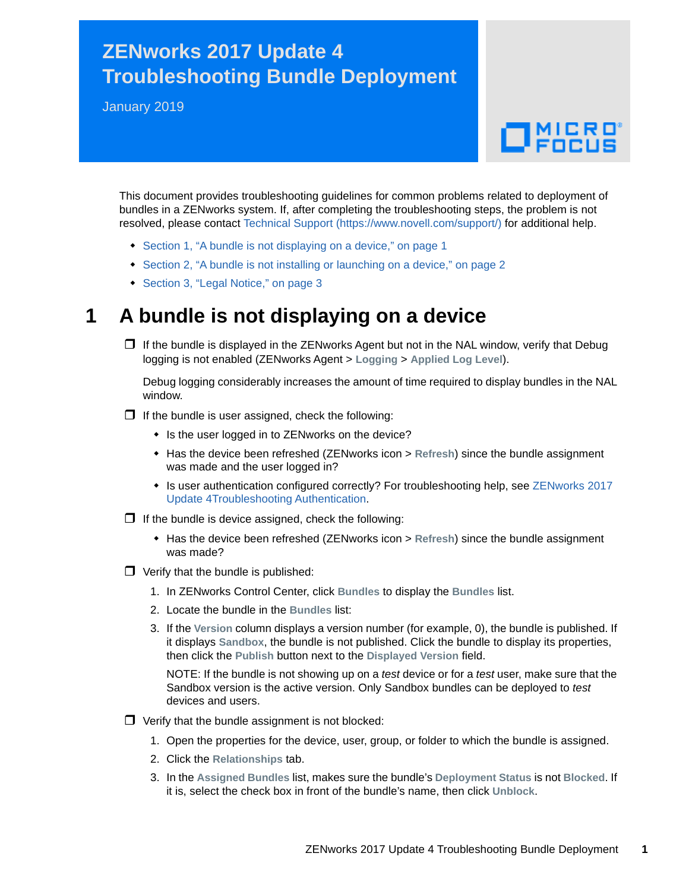# ZENworks 2017 Update 4 Troubleshooting Bundle Deployment

January 2019

This document provides troubleshooting guidelines for common problems related to deployment of bundles in a ZENworks system. If, after completing the troubleshooting steps, the problem is not resolved, please contact Technical Support (https://www.novell.com/support/) for additional help.

- Section 1, "A bundle is not displaying on a device," on page 1
- Section 2, "A bundle is not installing or launching on a device," on page 2
- Section 3, "Legal Notice," on page 3

## 1 A bundle is not displaying on a device

- [ ] If the bundle is displayed in the ZENworks Agent but not in the NAL window, verify that Debug logging is not enabled (ZENworks Agent > **Logging** > **Applied Log Level**).

  Debug logging considerably increases the amount of time required to display bundles in the NAL window.

- [ ] If the bundle is user assigned, check the following:
  - Is the user logged in to ZENworks on the device?
  - Has the device been refreshed (ZENworks icon > **Refresh**) since the bundle assignment was made and the user logged in?
  - Is user authentication configured correctly? For troubleshooting help, see ZENworks 2017 Update 4Troubleshooting Authentication.

- [ ] If the bundle is device assigned, check the following:
  - Has the device been refreshed (ZENworks icon > **Refresh**) since the bundle assignment was made?

- [ ] Verify that the bundle is published:
  1. In ZENworks Control Center, click **Bundles** to display the **Bundles** list.
  2. Locate the bundle in the **Bundles** list:
  3. If the **Version** column displays a version number (for example, 0), the bundle is published. If it displays **Sandbox**, the bundle is not published. Click the bundle to display its properties, then click the **Publish** button next to the **Displayed Version** field.

     NOTE: If the bundle is not showing up on a *test* device or for a *test* user, make sure that the Sandbox version is the active version. Only Sandbox bundles can be deployed to *test* devices and users.

- [ ] Verify that the bundle assignment is not blocked:
  1. Open the properties for the device, user, group, or folder to which the bundle is assigned.
  2. Click the **Relationships** tab.
  3. In the **Assigned Bundles** list, makes sure the bundle's **Deployment Status** is not **Blocked**. If it is, select the check box in front of the bundle's name, then click **Unblock**.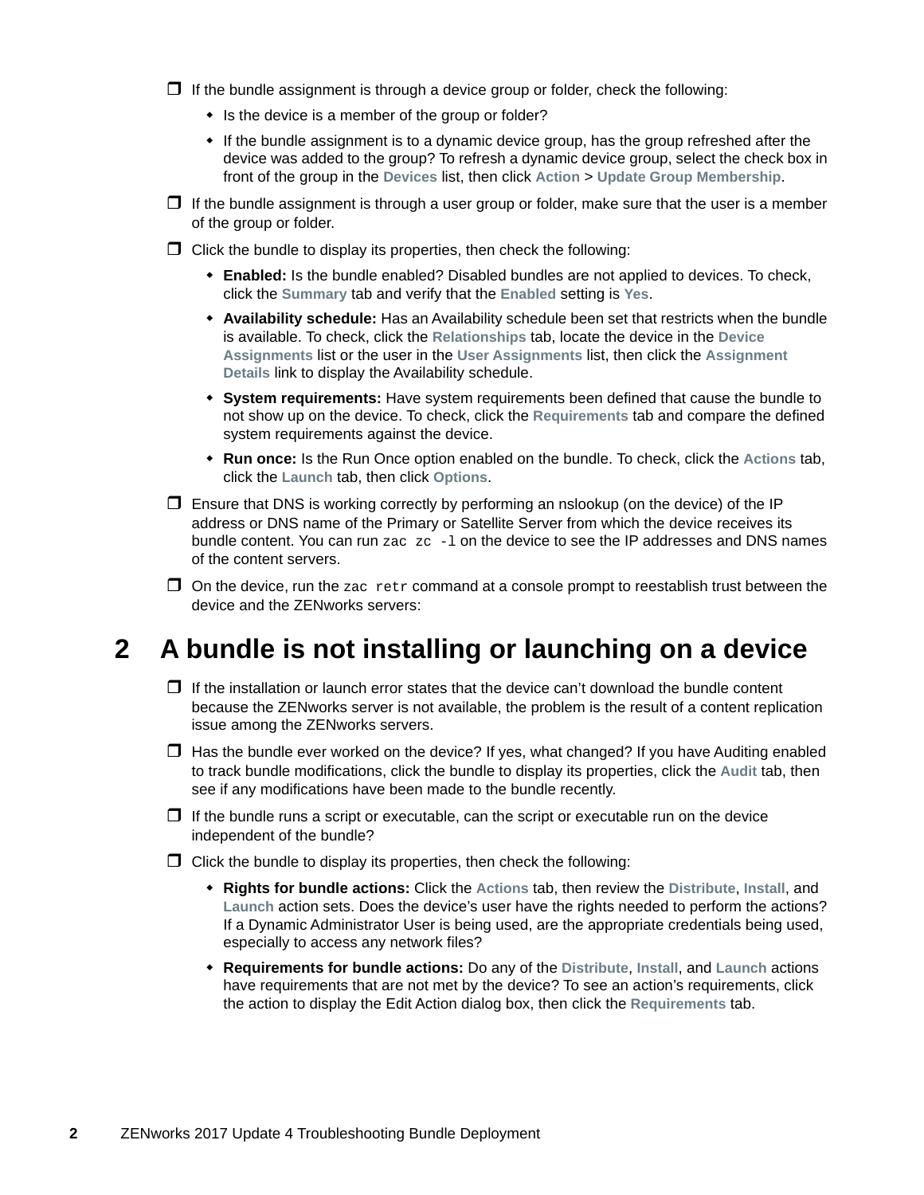- If the bundle assignment is through a device group or folder, check the following:
  - Is the device is a member of the group or folder?
  - If the bundle assignment is to a dynamic device group, has the group refreshed after the device was added to the group? To refresh a dynamic device group, select the check box in front of the group in the **Devices** list, then click **Action** > **Update Group Membership**.
- If the bundle assignment is through a user group or folder, make sure that the user is a member of the group or folder.
- Click the bundle to display its properties, then check the following:
  - **Enabled:** Is the bundle enabled? Disabled bundles are not applied to devices. To check, click the **Summary** tab and verify that the **Enabled** setting is **Yes**.
  - **Availability schedule:** Has an Availability schedule been set that restricts when the bundle is available. To check, click the **Relationships** tab, locate the device in the **Device Assignments** list or the user in the **User Assignments** list, then click the **Assignment Details** link to display the Availability schedule.
  - **System requirements:** Have system requirements been defined that cause the bundle to not show up on the device. To check, click the **Requirements** tab and compare the defined system requirements against the device.
  - **Run once:** Is the Run Once option enabled on the bundle. To check, click the **Actions** tab, click the **Launch** tab, then click **Options**.
- Ensure that DNS is working correctly by performing an nslookup (on the device) of the IP address or DNS name of the Primary or Satellite Server from which the device receives its bundle content. You can run `zac zc -l` on the device to see the IP addresses and DNS names of the content servers.
- On the device, run the `zac retr` command at a console prompt to reestablish trust between the device and the ZENworks servers:

# 2 A bundle is not installing or launching on a device

- If the installation or launch error states that the device can't download the bundle content because the ZENworks server is not available, the problem is the result of a content replication issue among the ZENworks servers.
- Has the bundle ever worked on the device? If yes, what changed? If you have Auditing enabled to track bundle modifications, click the bundle to display its properties, click the **Audit** tab, then see if any modifications have been made to the bundle recently.
- If the bundle runs a script or executable, can the script or executable run on the device independent of the bundle?
- Click the bundle to display its properties, then check the following:
  - **Rights for bundle actions:** Click the **Actions** tab, then review the **Distribute**, **Install**, and **Launch** action sets. Does the device's user have the rights needed to perform the actions? If a Dynamic Administrator User is being used, are the appropriate credentials being used, especially to access any network files?
  - **Requirements for bundle actions:** Do any of the **Distribute**, **Install**, and **Launch** actions have requirements that are not met by the device? To see an action's requirements, click the action to display the Edit Action dialog box, then click the **Requirements** tab.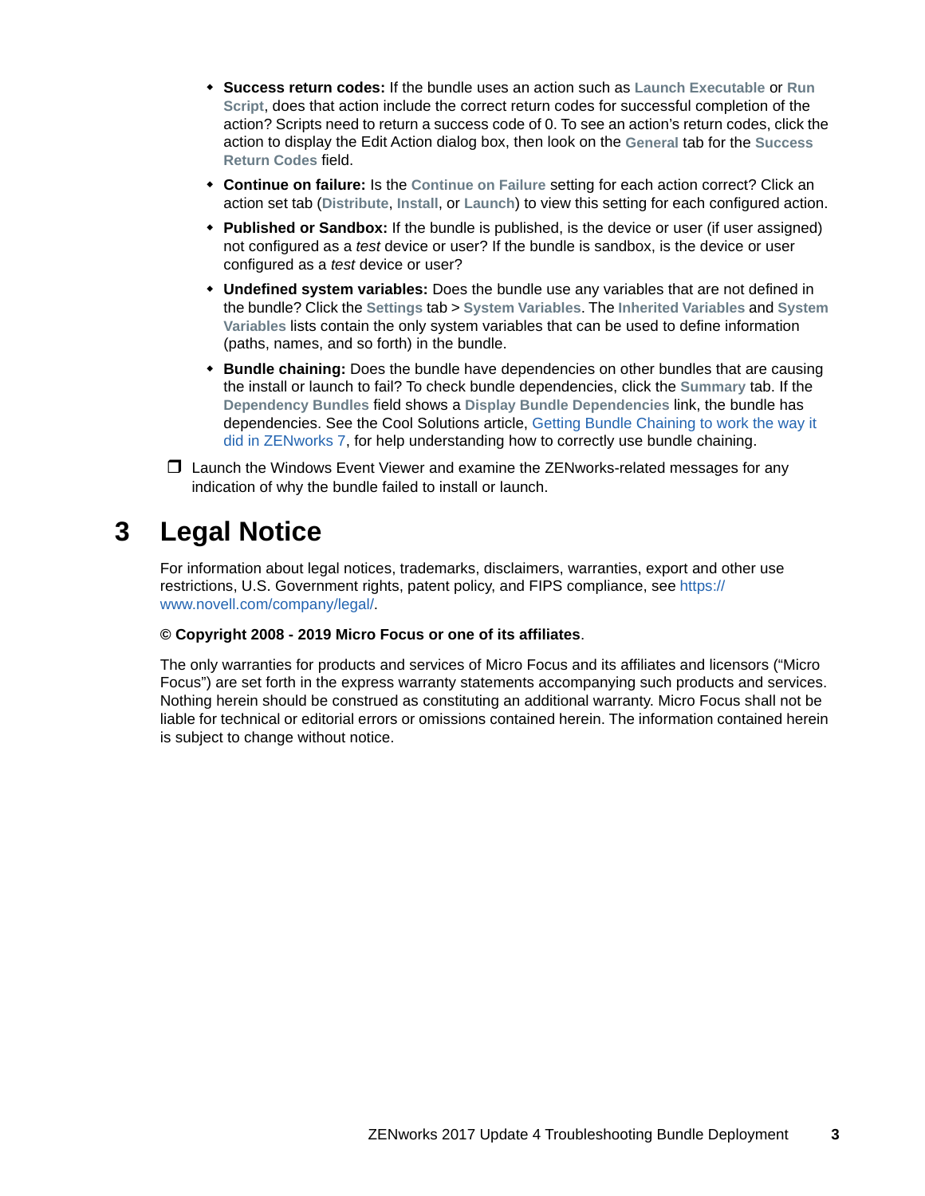- **Success return codes:** If the bundle uses an action such as **Launch Executable** or **Run Script**, does that action include the correct return codes for successful completion of the action? Scripts need to return a success code of 0. To see an action's return codes, click the action to display the Edit Action dialog box, then look on the **General** tab for the **Success Return Codes** field.
- **Continue on failure:** Is the **Continue on Failure** setting for each action correct? Click an action set tab (**Distribute**, **Install**, or **Launch**) to view this setting for each configured action.
- **Published or Sandbox:** If the bundle is published, is the device or user (if user assigned) not configured as a *test* device or user? If the bundle is sandbox, is the device or user configured as a *test* device or user?
- **Undefined system variables:** Does the bundle use any variables that are not defined in the bundle? Click the **Settings** tab > **System Variables**. The **Inherited Variables** and **System Variables** lists contain the only system variables that can be used to define information (paths, names, and so forth) in the bundle.
- **Bundle chaining:** Does the bundle have dependencies on other bundles that are causing the install or launch to fail? To check bundle dependencies, click the **Summary** tab. If the **Dependency Bundles** field shows a **Display Bundle Dependencies** link, the bundle has dependencies. See the Cool Solutions article, Getting Bundle Chaining to work the way it did in ZENworks 7, for help understanding how to correctly use bundle chaining.

- [ ] Launch the Windows Event Viewer and examine the ZENworks-related messages for any indication of why the bundle failed to install or launch.

# 3 Legal Notice

For information about legal notices, trademarks, disclaimers, warranties, export and other use restrictions, U.S. Government rights, patent policy, and FIPS compliance, see https://www.novell.com/company/legal/.

**© Copyright 2008 - 2019 Micro Focus or one of its affiliates**.

The only warranties for products and services of Micro Focus and its affiliates and licensors ("Micro Focus") are set forth in the express warranty statements accompanying such products and services. Nothing herein should be construed as constituting an additional warranty. Micro Focus shall not be liable for technical or editorial errors or omissions contained herein. The information contained herein is subject to change without notice.